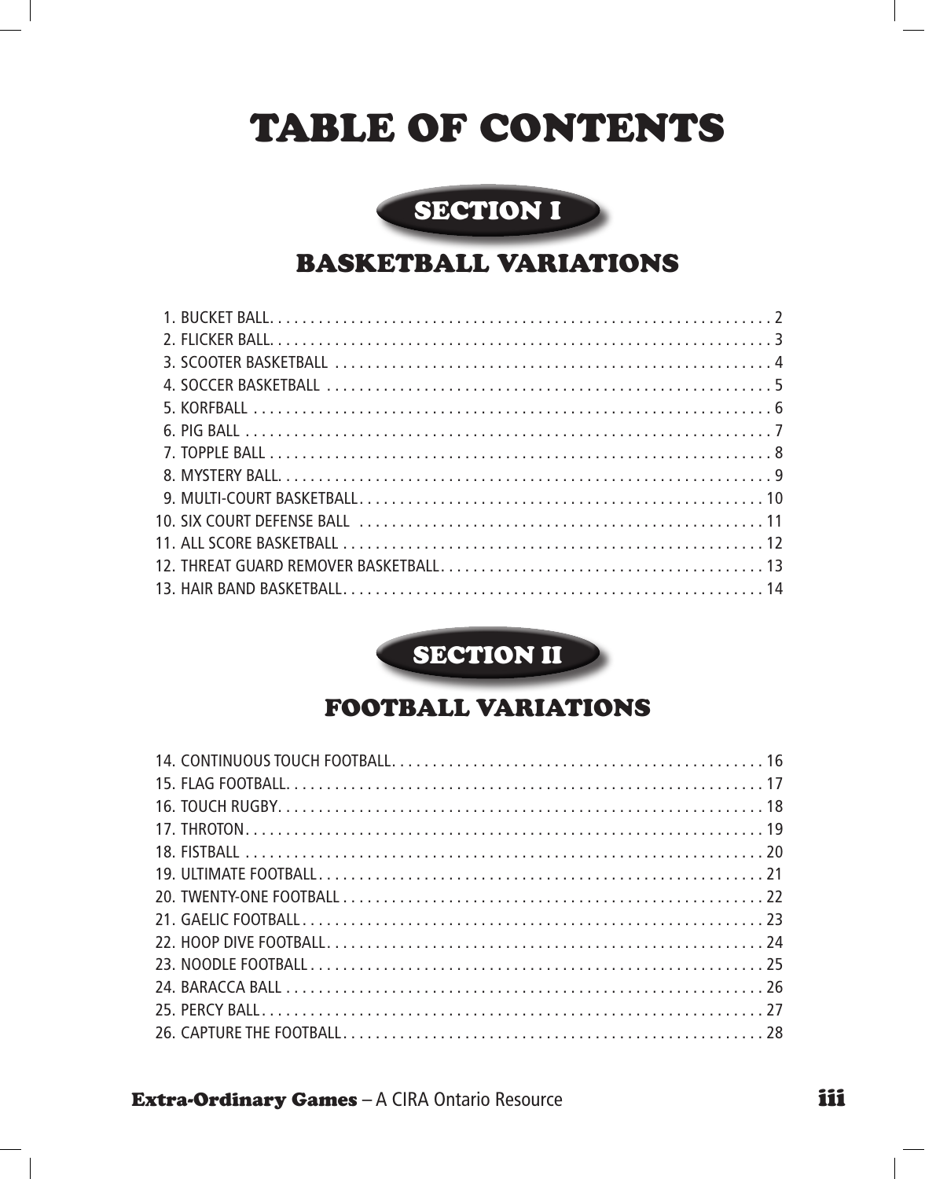# TABLE OF CONTENTS

## SECTION I

## BASKETBALL VARIATIONS

1. BUCKET BALL . . . . . 2
2. FLICKER BALL . . . . . 3
3. SCOOTER BASKETBALL . . . . . 4
4. SOCCER BASKETBALL . . . . . 5
5. KORFBALL . . . . . 6
6. PIG BALL . . . . . 7
7. TOPPLE BALL . . . . . 8
8. MYSTERY BALL . . . . . 9
9. MULTI-COURT BASKETBALL . . . . . 10
10. SIX COURT DEFENSE BALL . . . . . 11
11. ALL SCORE BASKETBALL . . . . . 12
12. THREAT GUARD REMOVER BASKETBALL . . . . . 13
13. HAIR BAND BASKETBALL . . . . . 14

## SECTION II

## FOOTBALL VARIATIONS

14. CONTINUOUS TOUCH FOOTBALL . . . . . 16
15. FLAG FOOTBALL . . . . . 17
16. TOUCH RUGBY . . . . . 18
17. THROTON . . . . . 19
18. FISTBALL . . . . . 20
19. ULTIMATE FOOTBALL . . . . . 21
20. TWENTY-ONE FOOTBALL . . . . . 22
21. GAELIC FOOTBALL . . . . . 23
22. HOOP DIVE FOOTBALL . . . . . 24
23. NOODLE FOOTBALL . . . . . 25
24. BARACCA BALL . . . . . 26
25. PERCY BALL . . . . . 27
26. CAPTURE THE FOOTBALL . . . . . 28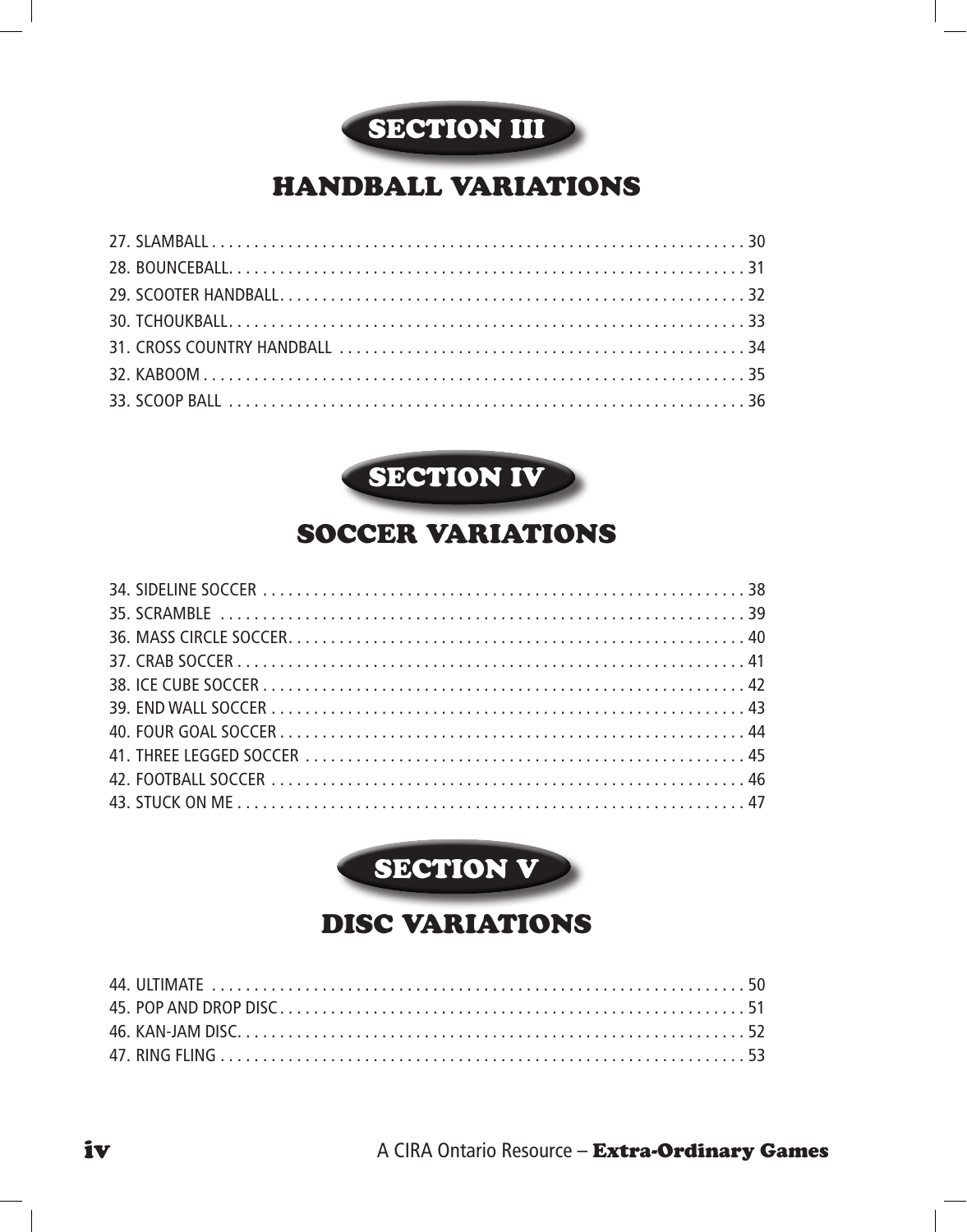## SECTION III

## HANDBALL VARIATIONS

27. SLAMBALL . . . . . . . . . . . . . . . . . . . . . . . . . . . . . . . . . . . . . . . . . . . . . . . . . . . . . . . . . . . . . . 30
28. BOUNCEBALL. . . . . . . . . . . . . . . . . . . . . . . . . . . . . . . . . . . . . . . . . . . . . . . . . . . . . . . . . . . . 31
29. SCOOTER HANDBALL. . . . . . . . . . . . . . . . . . . . . . . . . . . . . . . . . . . . . . . . . . . . . . . . . . . . . . 32
30. TCHOUKBALL. . . . . . . . . . . . . . . . . . . . . . . . . . . . . . . . . . . . . . . . . . . . . . . . . . . . . . . . . . . . 33
31. CROSS COUNTRY HANDBALL . . . . . . . . . . . . . . . . . . . . . . . . . . . . . . . . . . . . . . . . . . . . . . . 34
32. KABOOM . . . . . . . . . . . . . . . . . . . . . . . . . . . . . . . . . . . . . . . . . . . . . . . . . . . . . . . . . . . . . . . 35
33. SCOOP BALL . . . . . . . . . . . . . . . . . . . . . . . . . . . . . . . . . . . . . . . . . . . . . . . . . . . . . . . . . . . . 36

## SECTION IV

## SOCCER VARIATIONS

34. SIDELINE SOCCER . . . . . . . . . . . . . . . . . . . . . . . . . . . . . . . . . . . . . . . . . . . . . . . . . . . . . . . . 38
35. SCRAMBLE . . . . . . . . . . . . . . . . . . . . . . . . . . . . . . . . . . . . . . . . . . . . . . . . . . . . . . . . . . . . . . 39
36. MASS CIRCLE SOCCER. . . . . . . . . . . . . . . . . . . . . . . . . . . . . . . . . . . . . . . . . . . . . . . . . . . . . 40
37. CRAB SOCCER . . . . . . . . . . . . . . . . . . . . . . . . . . . . . . . . . . . . . . . . . . . . . . . . . . . . . . . . . . . . 41
38. ICE CUBE SOCCER . . . . . . . . . . . . . . . . . . . . . . . . . . . . . . . . . . . . . . . . . . . . . . . . . . . . . . . . 42
39. END WALL SOCCER . . . . . . . . . . . . . . . . . . . . . . . . . . . . . . . . . . . . . . . . . . . . . . . . . . . . . . . 43
40. FOUR GOAL SOCCER . . . . . . . . . . . . . . . . . . . . . . . . . . . . . . . . . . . . . . . . . . . . . . . . . . . . . . 44
41. THREE LEGGED SOCCER . . . . . . . . . . . . . . . . . . . . . . . . . . . . . . . . . . . . . . . . . . . . . . . . . . . 45
42. FOOTBALL SOCCER . . . . . . . . . . . . . . . . . . . . . . . . . . . . . . . . . . . . . . . . . . . . . . . . . . . . . . . 46
43. STUCK ON ME . . . . . . . . . . . . . . . . . . . . . . . . . . . . . . . . . . . . . . . . . . . . . . . . . . . . . . . . . . . . 47

## SECTION V

## DISC VARIATIONS

44. ULTIMATE . . . . . . . . . . . . . . . . . . . . . . . . . . . . . . . . . . . . . . . . . . . . . . . . . . . . . . . . . . . . . . . 50
45. POP AND DROP DISC . . . . . . . . . . . . . . . . . . . . . . . . . . . . . . . . . . . . . . . . . . . . . . . . . . . . . . 51
46. KAN-JAM DISC. . . . . . . . . . . . . . . . . . . . . . . . . . . . . . . . . . . . . . . . . . . . . . . . . . . . . . . . . . . . 52
47. RING FLING . . . . . . . . . . . . . . . . . . . . . . . . . . . . . . . . . . . . . . . . . . . . . . . . . . . . . . . . . . . . . . 53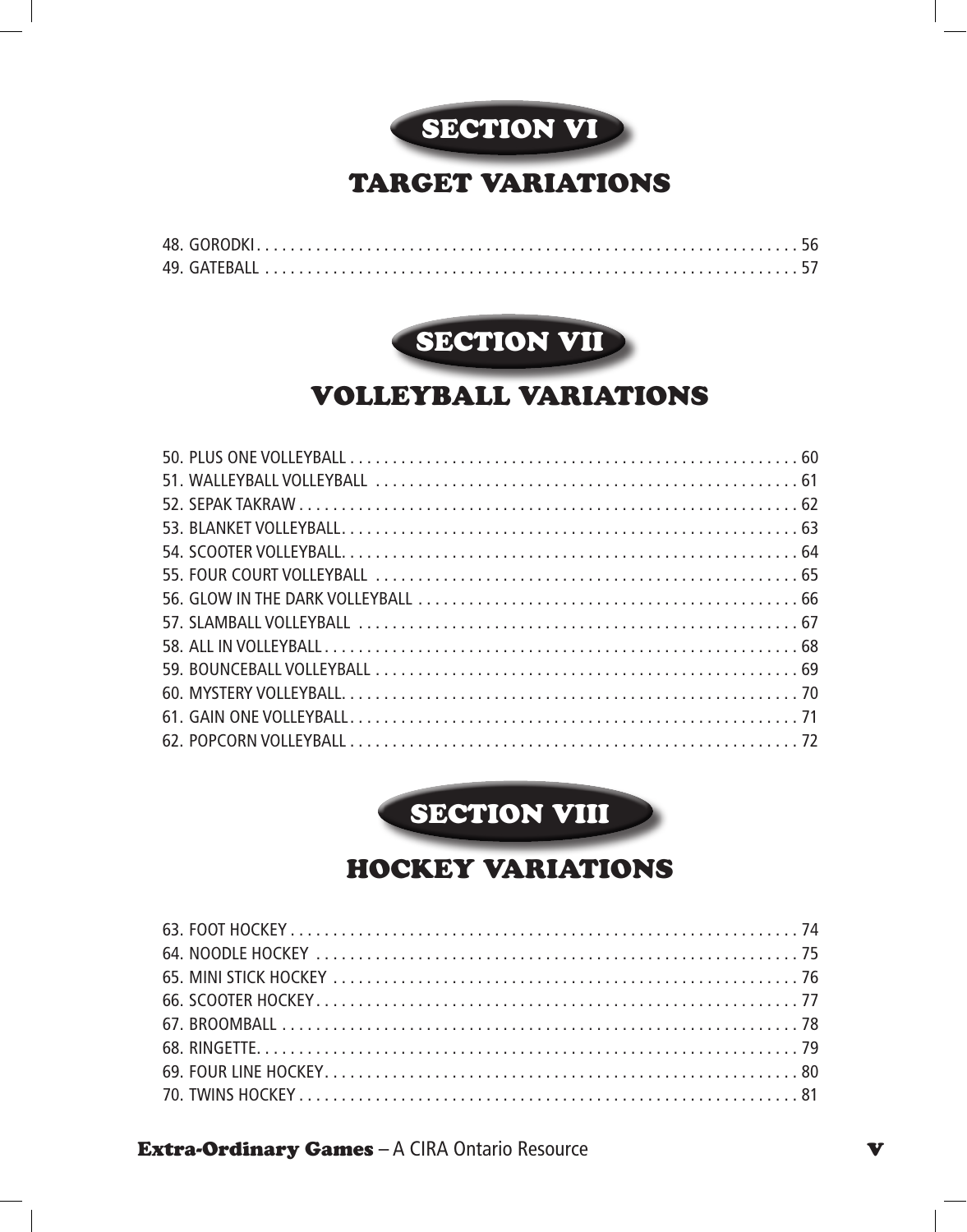# SECTION VI

## TARGET VARIATIONS

48. GORODKI . . . . . . . . . . . . . . . . . . . . . . . . . . . . . . . . . . . . . . . . . . . . . . . . . . . . . . . . . . . . . . . 56
49. GATEBALL . . . . . . . . . . . . . . . . . . . . . . . . . . . . . . . . . . . . . . . . . . . . . . . . . . . . . . . . . . . . . . . 57

# SECTION VII

## VOLLEYBALL VARIATIONS

50. PLUS ONE VOLLEYBALL . . . . . . . . . . . . . . . . . . . . . . . . . . . . . . . . . . . . . . . . . . . . . . . . . . . . 60
51. WALLEYBALL VOLLEYBALL . . . . . . . . . . . . . . . . . . . . . . . . . . . . . . . . . . . . . . . . . . . . . . . . . 61
52. SEPAK TAKRAW . . . . . . . . . . . . . . . . . . . . . . . . . . . . . . . . . . . . . . . . . . . . . . . . . . . . . . . . . . . 62
53. BLANKET VOLLEYBALL . . . . . . . . . . . . . . . . . . . . . . . . . . . . . . . . . . . . . . . . . . . . . . . . . . . . . 63
54. SCOOTER VOLLEYBALL . . . . . . . . . . . . . . . . . . . . . . . . . . . . . . . . . . . . . . . . . . . . . . . . . . . . . 64
55. FOUR COURT VOLLEYBALL . . . . . . . . . . . . . . . . . . . . . . . . . . . . . . . . . . . . . . . . . . . . . . . . . 65
56. GLOW IN THE DARK VOLLEYBALL . . . . . . . . . . . . . . . . . . . . . . . . . . . . . . . . . . . . . . . . . . . . 66
57. SLAMBALL VOLLEYBALL . . . . . . . . . . . . . . . . . . . . . . . . . . . . . . . . . . . . . . . . . . . . . . . . . . . 67
58. ALL IN VOLLEYBALL . . . . . . . . . . . . . . . . . . . . . . . . . . . . . . . . . . . . . . . . . . . . . . . . . . . . . . . 68
59. BOUNCEBALL VOLLEYBALL . . . . . . . . . . . . . . . . . . . . . . . . . . . . . . . . . . . . . . . . . . . . . . . . . 69
60. MYSTERY VOLLEYBALL . . . . . . . . . . . . . . . . . . . . . . . . . . . . . . . . . . . . . . . . . . . . . . . . . . . . . 70
61. GAIN ONE VOLLEYBALL . . . . . . . . . . . . . . . . . . . . . . . . . . . . . . . . . . . . . . . . . . . . . . . . . . . . 71
62. POPCORN VOLLEYBALL . . . . . . . . . . . . . . . . . . . . . . . . . . . . . . . . . . . . . . . . . . . . . . . . . . . . 72

# SECTION VIII

## HOCKEY VARIATIONS

63. FOOT HOCKEY . . . . . . . . . . . . . . . . . . . . . . . . . . . . . . . . . . . . . . . . . . . . . . . . . . . . . . . . . . . 74
64. NOODLE HOCKEY . . . . . . . . . . . . . . . . . . . . . . . . . . . . . . . . . . . . . . . . . . . . . . . . . . . . . . . . 75
65. MINI STICK HOCKEY . . . . . . . . . . . . . . . . . . . . . . . . . . . . . . . . . . . . . . . . . . . . . . . . . . . . . . 76
66. SCOOTER HOCKEY . . . . . . . . . . . . . . . . . . . . . . . . . . . . . . . . . . . . . . . . . . . . . . . . . . . . . . . . 77
67. BROOMBALL . . . . . . . . . . . . . . . . . . . . . . . . . . . . . . . . . . . . . . . . . . . . . . . . . . . . . . . . . . . . . 78
68. RINGETTE . . . . . . . . . . . . . . . . . . . . . . . . . . . . . . . . . . . . . . . . . . . . . . . . . . . . . . . . . . . . . . . 79
69. FOUR LINE HOCKEY . . . . . . . . . . . . . . . . . . . . . . . . . . . . . . . . . . . . . . . . . . . . . . . . . . . . . . . 80
70. TWINS HOCKEY . . . . . . . . . . . . . . . . . . . . . . . . . . . . . . . . . . . . . . . . . . . . . . . . . . . . . . . . . . . 81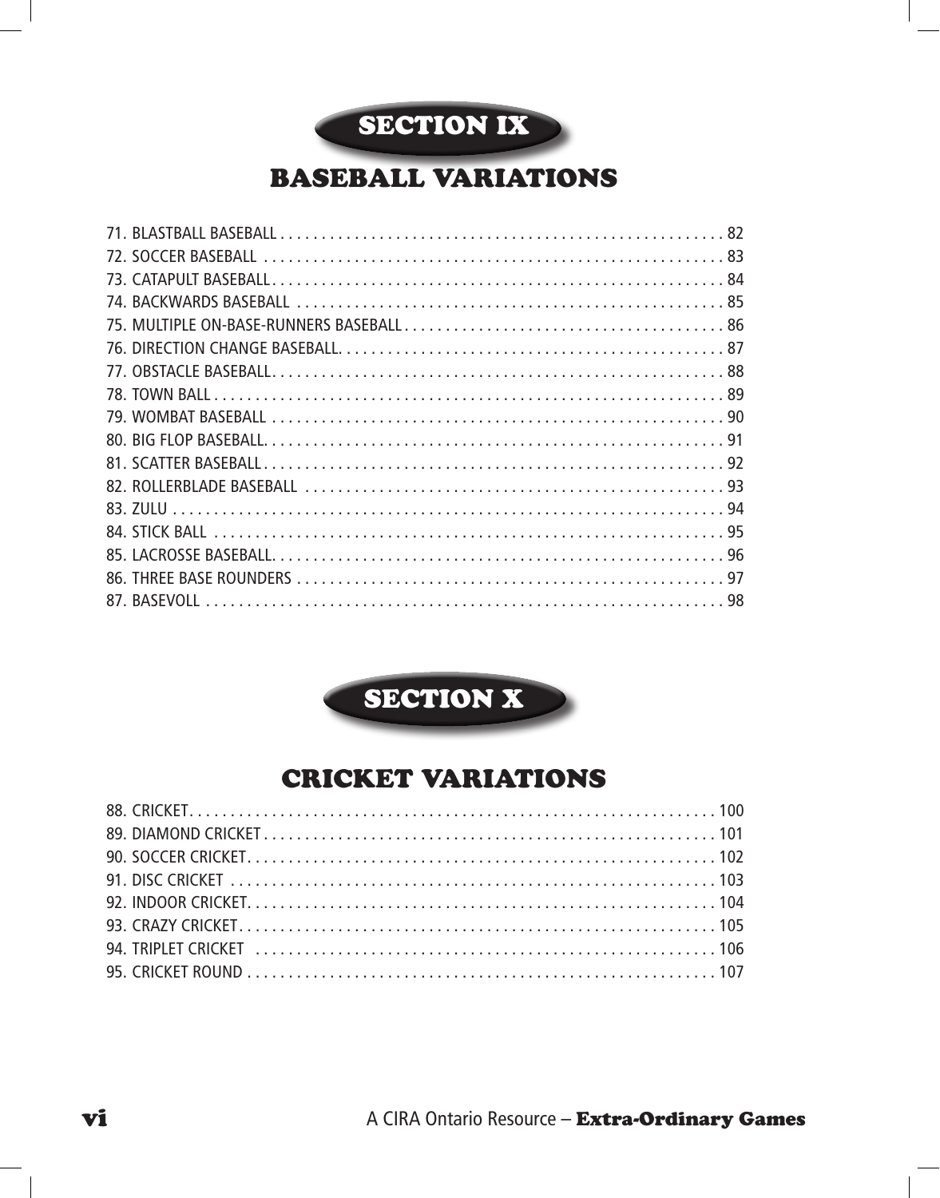# SECTION IX

## BASEBALL VARIATIONS

71. BLASTBALL BASEBALL . . . . . . . . . . . . . . . . . . . . . . . . . . . . . . . . . . . . . . . . . . . . . . . . . . . . . 82
72. SOCCER BASEBALL . . . . . . . . . . . . . . . . . . . . . . . . . . . . . . . . . . . . . . . . . . . . . . . . . . . . . . . 83
73. CATAPULT BASEBALL . . . . . . . . . . . . . . . . . . . . . . . . . . . . . . . . . . . . . . . . . . . . . . . . . . . . . . 84
74. BACKWARDS BASEBALL . . . . . . . . . . . . . . . . . . . . . . . . . . . . . . . . . . . . . . . . . . . . . . . . . . . 85
75. MULTIPLE ON-BASE-RUNNERS BASEBALL . . . . . . . . . . . . . . . . . . . . . . . . . . . . . . . . . . . . . . 86
76. DIRECTION CHANGE BASEBALL. . . . . . . . . . . . . . . . . . . . . . . . . . . . . . . . . . . . . . . . . . . . . . 87
77. OBSTACLE BASEBALL . . . . . . . . . . . . . . . . . . . . . . . . . . . . . . . . . . . . . . . . . . . . . . . . . . . . . . 88
78. TOWN BALL . . . . . . . . . . . . . . . . . . . . . . . . . . . . . . . . . . . . . . . . . . . . . . . . . . . . . . . . . . . . . 89
79. WOMBAT BASEBALL . . . . . . . . . . . . . . . . . . . . . . . . . . . . . . . . . . . . . . . . . . . . . . . . . . . . . . 90
80. BIG FLOP BASEBALL. . . . . . . . . . . . . . . . . . . . . . . . . . . . . . . . . . . . . . . . . . . . . . . . . . . . . . . 91
81. SCATTER BASEBALL . . . . . . . . . . . . . . . . . . . . . . . . . . . . . . . . . . . . . . . . . . . . . . . . . . . . . . . 92
82. ROLLERBLADE BASEBALL . . . . . . . . . . . . . . . . . . . . . . . . . . . . . . . . . . . . . . . . . . . . . . . . . . 93
83. ZULU . . . . . . . . . . . . . . . . . . . . . . . . . . . . . . . . . . . . . . . . . . . . . . . . . . . . . . . . . . . . . . . . . 94
84. STICK BALL . . . . . . . . . . . . . . . . . . . . . . . . . . . . . . . . . . . . . . . . . . . . . . . . . . . . . . . . . . . . . 95
85. LACROSSE BASEBALL. . . . . . . . . . . . . . . . . . . . . . . . . . . . . . . . . . . . . . . . . . . . . . . . . . . . . . 96
86. THREE BASE ROUNDERS . . . . . . . . . . . . . . . . . . . . . . . . . . . . . . . . . . . . . . . . . . . . . . . . . . . 97
87. BASEVOLL . . . . . . . . . . . . . . . . . . . . . . . . . . . . . . . . . . . . . . . . . . . . . . . . . . . . . . . . . . . . . . 98

# SECTION X

## CRICKET VARIATIONS

88. CRICKET. . . . . . . . . . . . . . . . . . . . . . . . . . . . . . . . . . . . . . . . . . . . . . . . . . . . . . . . . . . . . . . 100
89. DIAMOND CRICKET . . . . . . . . . . . . . . . . . . . . . . . . . . . . . . . . . . . . . . . . . . . . . . . . . . . . . . 101
90. SOCCER CRICKET. . . . . . . . . . . . . . . . . . . . . . . . . . . . . . . . . . . . . . . . . . . . . . . . . . . . . . . . . 102
91. DISC CRICKET . . . . . . . . . . . . . . . . . . . . . . . . . . . . . . . . . . . . . . . . . . . . . . . . . . . . . . . . . . 103
92. INDOOR CRICKET. . . . . . . . . . . . . . . . . . . . . . . . . . . . . . . . . . . . . . . . . . . . . . . . . . . . . . . . 104
93. CRAZY CRICKET . . . . . . . . . . . . . . . . . . . . . . . . . . . . . . . . . . . . . . . . . . . . . . . . . . . . . . . . . 105
94. TRIPLET CRICKET . . . . . . . . . . . . . . . . . . . . . . . . . . . . . . . . . . . . . . . . . . . . . . . . . . . . . . . . 106
95. CRICKET ROUND . . . . . . . . . . . . . . . . . . . . . . . . . . . . . . . . . . . . . . . . . . . . . . . . . . . . . . . . 107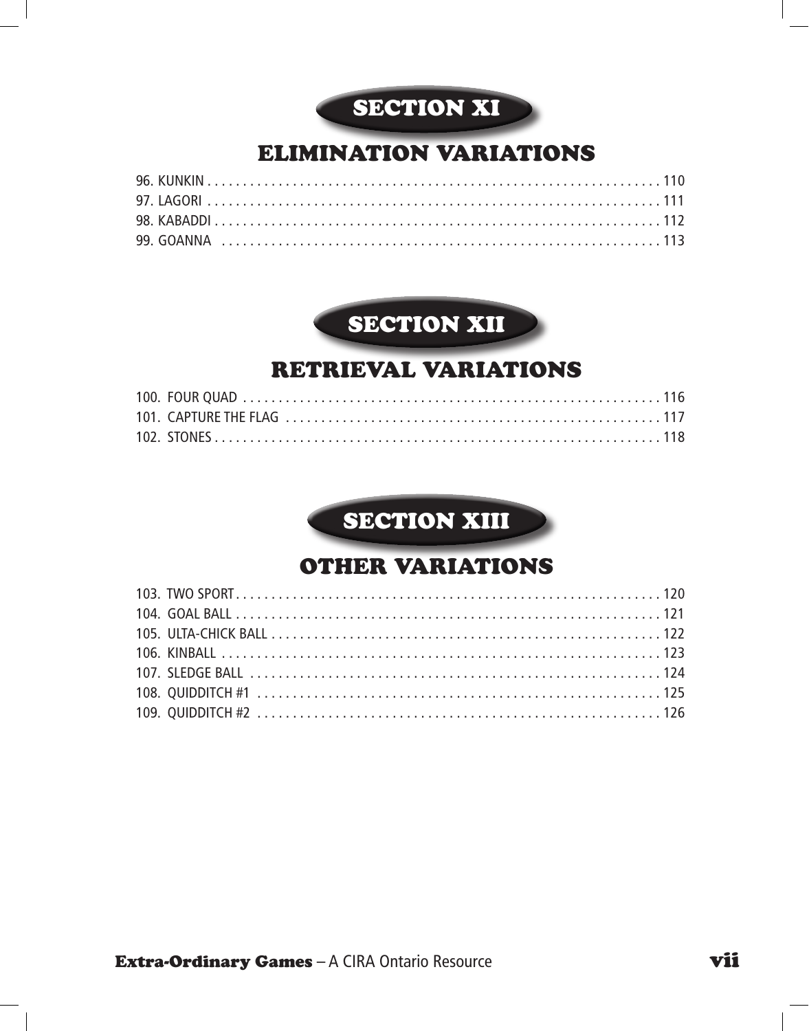# SECTION XI

## ELIMINATION VARIATIONS

96. KUNKIN . . . . . . . . . . . . . . . . . . . . . . . . . . . . . . . . . . . . . . . . . . . . . . . . . . . . . . . . . . . . . . . 110
97. LAGORI . . . . . . . . . . . . . . . . . . . . . . . . . . . . . . . . . . . . . . . . . . . . . . . . . . . . . . . . . . . . . . . 111
98. KABADDI . . . . . . . . . . . . . . . . . . . . . . . . . . . . . . . . . . . . . . . . . . . . . . . . . . . . . . . . . . . . . . 112
99. GOANNA . . . . . . . . . . . . . . . . . . . . . . . . . . . . . . . . . . . . . . . . . . . . . . . . . . . . . . . . . . . . . . 113

# SECTION XII

## RETRIEVAL VARIATIONS

100. FOUR QUAD . . . . . . . . . . . . . . . . . . . . . . . . . . . . . . . . . . . . . . . . . . . . . . . . . . . . . . . . . . . 116
101. CAPTURE THE FLAG . . . . . . . . . . . . . . . . . . . . . . . . . . . . . . . . . . . . . . . . . . . . . . . . . . . . . 117
102. STONES . . . . . . . . . . . . . . . . . . . . . . . . . . . . . . . . . . . . . . . . . . . . . . . . . . . . . . . . . . . . . . . 118

# SECTION XIII

## OTHER VARIATIONS

103. TWO SPORT . . . . . . . . . . . . . . . . . . . . . . . . . . . . . . . . . . . . . . . . . . . . . . . . . . . . . . . . . . . 120
104. GOAL BALL . . . . . . . . . . . . . . . . . . . . . . . . . . . . . . . . . . . . . . . . . . . . . . . . . . . . . . . . . . . . 121
105. ULTA-CHICK BALL . . . . . . . . . . . . . . . . . . . . . . . . . . . . . . . . . . . . . . . . . . . . . . . . . . . . . . . 122
106. KINBALL . . . . . . . . . . . . . . . . . . . . . . . . . . . . . . . . . . . . . . . . . . . . . . . . . . . . . . . . . . . . . . . 123
107. SLEDGE BALL . . . . . . . . . . . . . . . . . . . . . . . . . . . . . . . . . . . . . . . . . . . . . . . . . . . . . . . . . . 124
108. QUIDDITCH #1 . . . . . . . . . . . . . . . . . . . . . . . . . . . . . . . . . . . . . . . . . . . . . . . . . . . . . . . . . 125
109. QUIDDITCH #2 . . . . . . . . . . . . . . . . . . . . . . . . . . . . . . . . . . . . . . . . . . . . . . . . . . . . . . . . . 126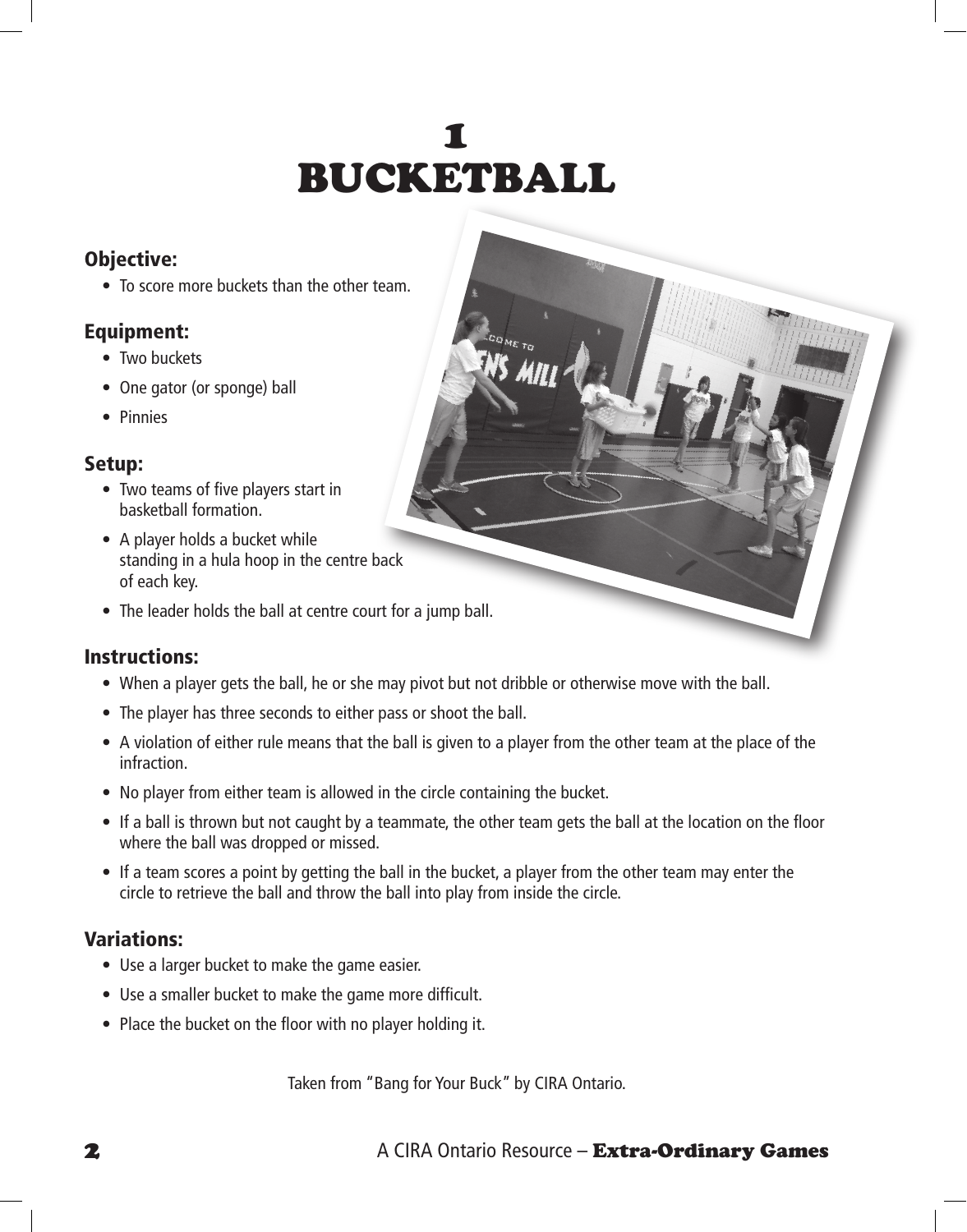# 1
# BUCKETBALL

### Objective:

- To score more buckets than the other team.

### Equipment:

- Two buckets
- One gator (or sponge) ball
- Pinnies

### Setup:

- Two teams of five players start in basketball formation.
- A player holds a bucket while standing in a hula hoop in the centre back of each key.
- The leader holds the ball at centre court for a jump ball.

### Instructions:

- When a player gets the ball, he or she may pivot but not dribble or otherwise move with the ball.
- The player has three seconds to either pass or shoot the ball.
- A violation of either rule means that the ball is given to a player from the other team at the place of the infraction.
- No player from either team is allowed in the circle containing the bucket.
- If a ball is thrown but not caught by a teammate, the other team gets the ball at the location on the floor where the ball was dropped or missed.
- If a team scores a point by getting the ball in the bucket, a player from the other team may enter the circle to retrieve the ball and throw the ball into play from inside the circle.

### Variations:

- Use a larger bucket to make the game easier.
- Use a smaller bucket to make the game more difficult.
- Place the bucket on the floor with no player holding it.

Taken from "Bang for Your Buck" by CIRA Ontario.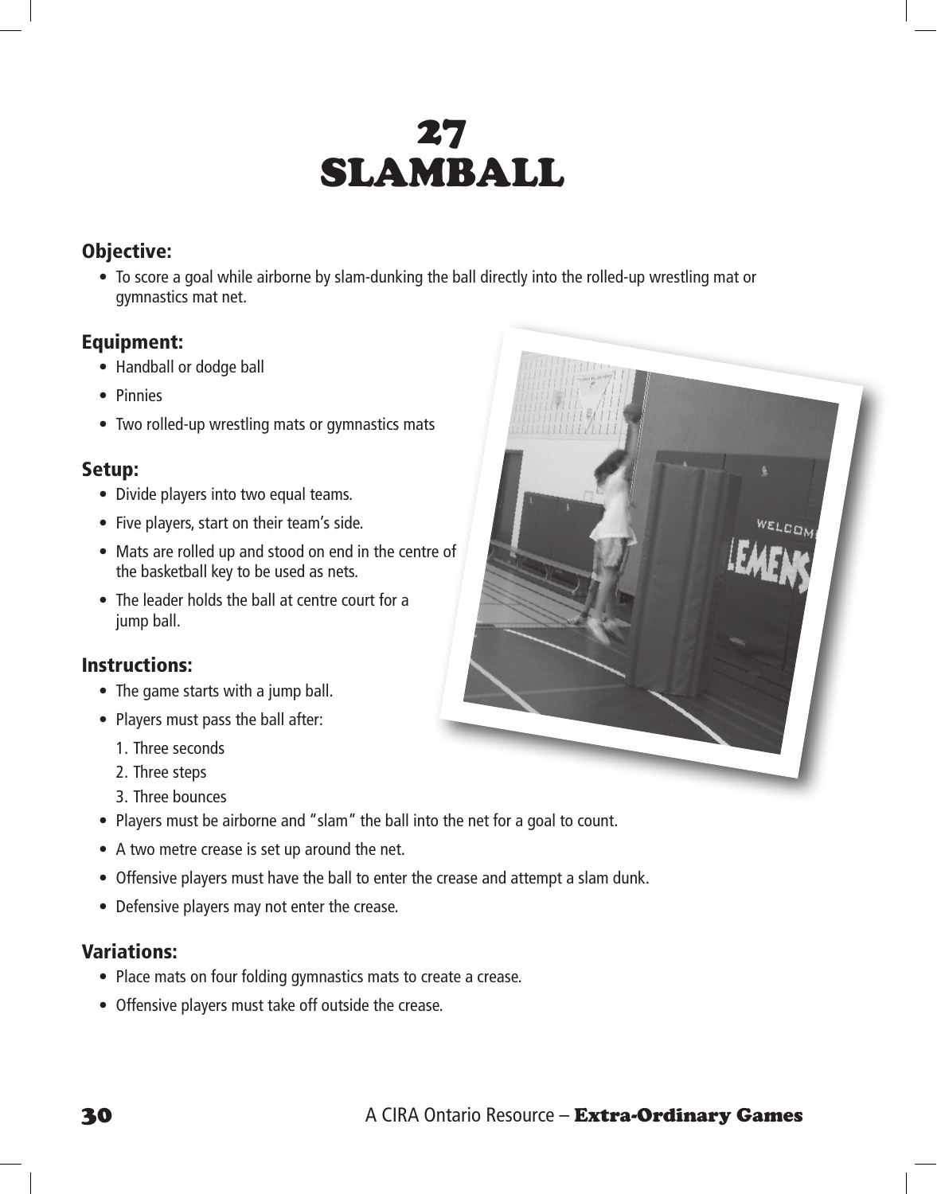# 27 SLAMBALL

### Objective:

- To score a goal while airborne by slam-dunking the ball directly into the rolled-up wrestling mat or gymnastics mat net.

### Equipment:

- Handball or dodge ball
- Pinnies
- Two rolled-up wrestling mats or gymnastics mats

### Setup:

- Divide players into two equal teams.
- Five players, start on their team's side.
- Mats are rolled up and stood on end in the centre of the basketball key to be used as nets.
- The leader holds the ball at centre court for a jump ball.

### Instructions:

- The game starts with a jump ball.
- Players must pass the ball after:
    1. Three seconds
    2. Three steps
    3. Three bounces
- Players must be airborne and "slam" the ball into the net for a goal to count.
- A two metre crease is set up around the net.
- Offensive players must have the ball to enter the crease and attempt a slam dunk.
- Defensive players may not enter the crease.

### Variations:

- Place mats on four folding gymnastics mats to create a crease.
- Offensive players must take off outside the crease.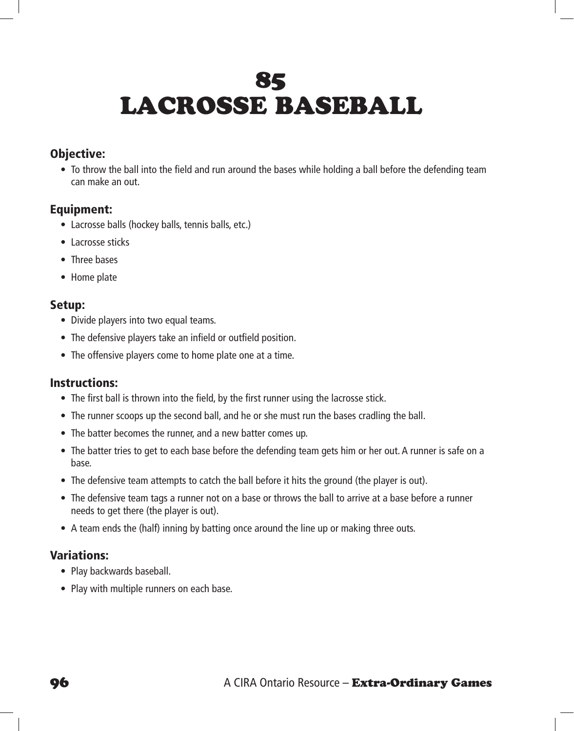# 85 LACROSSE BASEBALL

### Objective:

- To throw the ball into the field and run around the bases while holding a ball before the defending team can make an out.

### Equipment:

- Lacrosse balls (hockey balls, tennis balls, etc.)
- Lacrosse sticks
- Three bases
- Home plate

### Setup:

- Divide players into two equal teams.
- The defensive players take an infield or outfield position.
- The offensive players come to home plate one at a time.

### Instructions:

- The first ball is thrown into the field, by the first runner using the lacrosse stick.
- The runner scoops up the second ball, and he or she must run the bases cradling the ball.
- The batter becomes the runner, and a new batter comes up.
- The batter tries to get to each base before the defending team gets him or her out. A runner is safe on a base.
- The defensive team attempts to catch the ball before it hits the ground (the player is out).
- The defensive team tags a runner not on a base or throws the ball to arrive at a base before a runner needs to get there (the player is out).
- A team ends the (half) inning by batting once around the line up or making three outs.

### Variations:

- Play backwards baseball.
- Play with multiple runners on each base.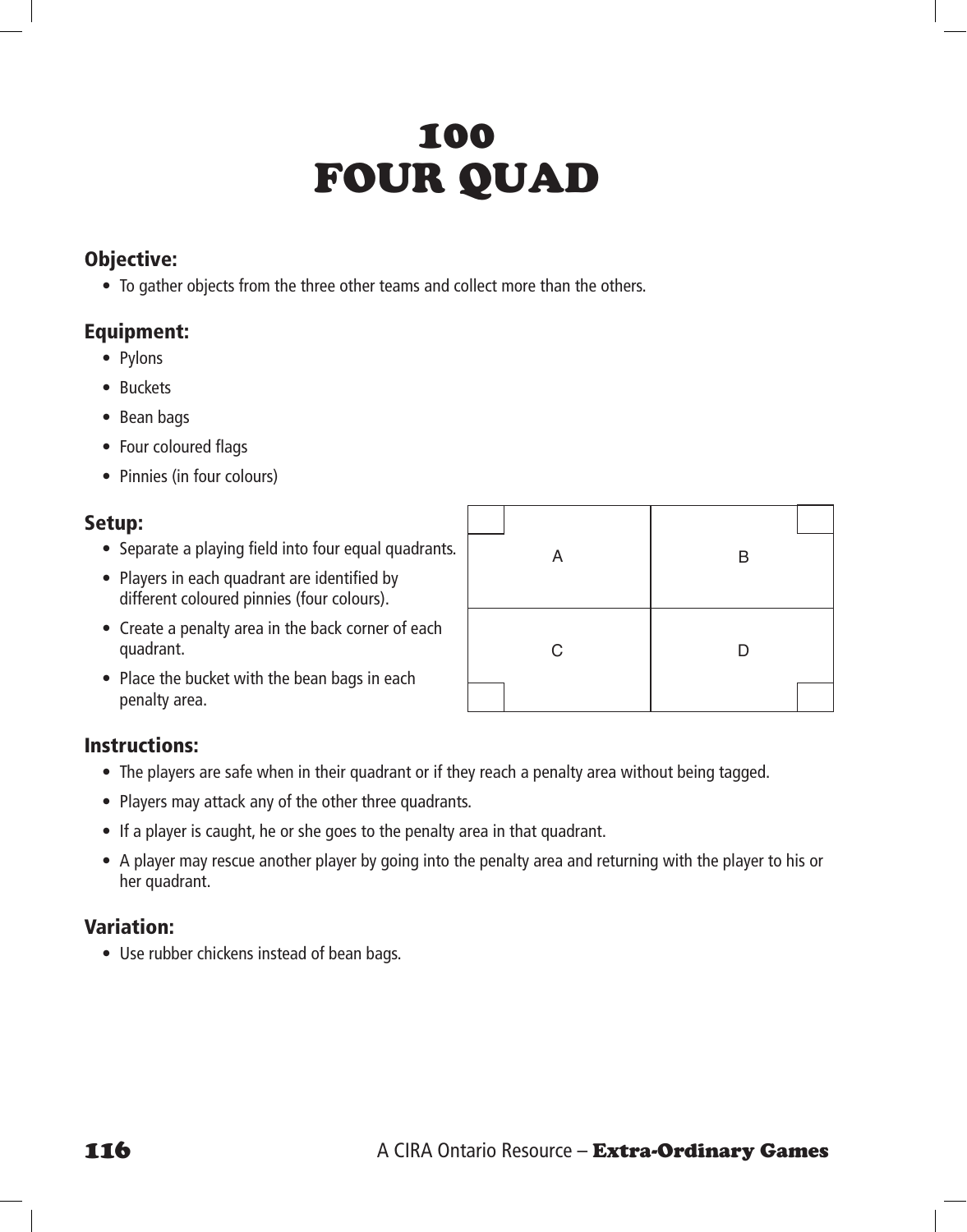# 100
# FOUR QUAD

### Objective:

- To gather objects from the three other teams and collect more than the others.

### Equipment:

- Pylons
- Buckets
- Bean bags
- Four coloured flags
- Pinnies (in four colours)

### Setup:

- Separate a playing field into four equal quadrants.
- Players in each quadrant are identified by different coloured pinnies (four colours).
- Create a penalty area in the back corner of each quadrant.
- Place the bucket with the bean bags in each penalty area.

A
B
C
D

### Instructions:

- The players are safe when in their quadrant or if they reach a penalty area without being tagged.
- Players may attack any of the other three quadrants.
- If a player is caught, he or she goes to the penalty area in that quadrant.
- A player may rescue another player by going into the penalty area and returning with the player to his or her quadrant.

### Variation:

- Use rubber chickens instead of bean bags.